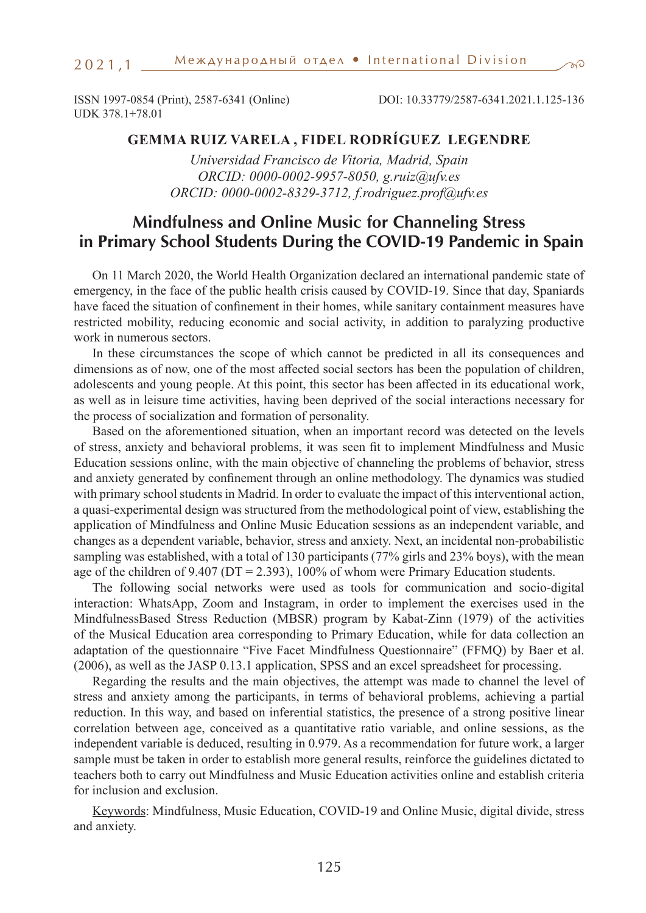ISSN 1997-0854 (Print), 2587-6341 (Online)
UDK 378.1+78.01

DOI: 10.33779/2587-6341.2021.1.125-136

**GEMMA RUIZ VARELA , FIDEL RODRÍGUEZ LEGENDRE**

*Universidad Francisco de Vitoria, Madrid, Spain*
*ORCID: 0000-0002-9957-8050, g.ruiz@ufv.es*
*ORCID: 0000-0002-8329-3712, f.rodriguez.prof@ufv.es*

# Mindfulness and Online Music for Channeling Stress in Primary School Students During the COVID-19 Pandemic in Spain

On 11 March 2020, the World Health Organization declared an international pandemic state of emergency, in the face of the public health crisis caused by COVID-19. Since that day, Spaniards have faced the situation of confinement in their homes, while sanitary containment measures have restricted mobility, reducing economic and social activity, in addition to paralyzing productive work in numerous sectors.

In these circumstances the scope of which cannot be predicted in all its consequences and dimensions as of now, one of the most affected social sectors has been the population of children, adolescents and young people. At this point, this sector has been affected in its educational work, as well as in leisure time activities, having been deprived of the social interactions necessary for the process of socialization and formation of personality.

Based on the aforementioned situation, when an important record was detected on the levels of stress, anxiety and behavioral problems, it was seen fit to implement Mindfulness and Music Education sessions online, with the main objective of channeling the problems of behavior, stress and anxiety generated by confinement through an online methodology. The dynamics was studied with primary school students in Madrid. In order to evaluate the impact of this interventional action, a quasi-experimental design was structured from the methodological point of view, establishing the application of Mindfulness and Online Music Education sessions as an independent variable, and changes as a dependent variable, behavior, stress and anxiety. Next, an incidental non-probabilistic sampling was established, with a total of 130 participants (77% girls and 23% boys), with the mean age of the children of 9.407 (DT = 2.393), 100% of whom were Primary Education students.

The following social networks were used as tools for communication and socio-digital interaction: WhatsApp, Zoom and Instagram, in order to implement the exercises used in the MindfulnessBased Stress Reduction (MBSR) program by Kabat-Zinn (1979) of the activities of the Musical Education area corresponding to Primary Education, while for data collection an adaptation of the questionnaire "Five Facet Mindfulness Questionnaire" (FFMQ) by Baer et al. (2006), as well as the JASP 0.13.1 application, SPSS and an excel spreadsheet for processing.

Regarding the results and the main objectives, the attempt was made to channel the level of stress and anxiety among the participants, in terms of behavioral problems, achieving a partial reduction. In this way, and based on inferential statistics, the presence of a strong positive linear correlation between age, conceived as a quantitative ratio variable, and online sessions, as the independent variable is deduced, resulting in 0.979. As a recommendation for future work, a larger sample must be taken in order to establish more general results, reinforce the guidelines dictated to teachers both to carry out Mindfulness and Music Education activities online and establish criteria for inclusion and exclusion.

Keywords: Mindfulness, Music Education, COVID-19 and Online Music, digital divide, stress and anxiety.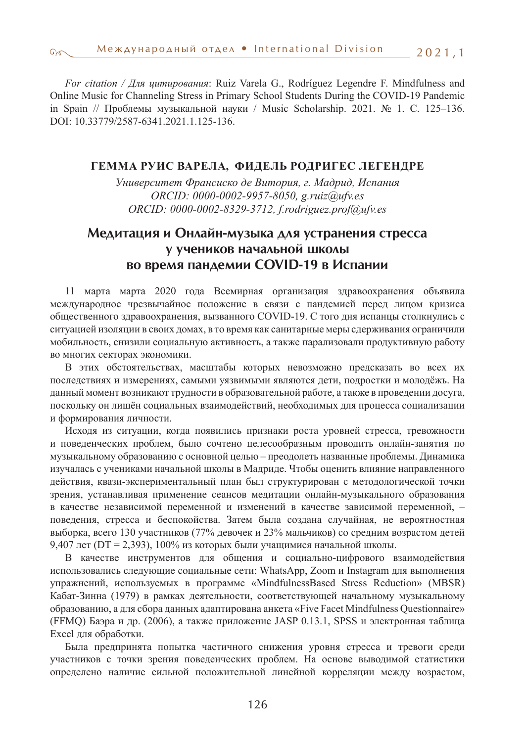*For citation / Для цитирования*: Ruiz Varela G., Rodríguez Legendre F. Mindfulness and Online Music for Channeling Stress in Primary School Students During the COVID-19 Pandemic in Spain // Проблемы музыкальной науки / Music Scholarship. 2021. № 1. С. 125–136. DOI: 10.33779/2587-6341.2021.1.125-136.

**ГЕММА РУИС ВАРЕЛА, ФИДЕЛЬ РОДРИГЕС ЛЕГЕНДРЕ**

*Университет Франсиско де Витория, г. Мадрид, Испания*
*ORCID: 0000-0002-9957-8050, g.ruiz@ufv.es*
*ORCID: 0000-0002-8329-3712, f.rodriguez.prof@ufv.es*

# Медитация и Онлайн-музыка для устранения стресса у учеников начальной школы во время пандемии COVID-19 в Испании

11 марта марта 2020 года Всемирная организация здравоохранения объявила международное чрезвычайное положение в связи с пандемией перед лицом кризиса общественного здравоохранения, вызванного COVID-19. С того дня испанцы столкнулись с ситуацией изоляции в своих домах, в то время как санитарные меры сдерживания ограничили мобильность, снизили социальную активность, а также парализовали продуктивную работу во многих секторах экономики.

В этих обстоятельствах, масштабы которых невозможно предсказать во всех их последствиях и измерениях, самыми уязвимыми являются дети, подростки и молодёжь. На данный момент возникают трудности в образовательной работе, а также в проведении досуга, поскольку он лишён социальных взаимодействий, необходимых для процесса социализации и формирования личности.

Исходя из ситуации, когда появились признаки роста уровней стресса, тревожности и поведенческих проблем, было сочтено целесообразным проводить онлайн-занятия по музыкальному образованию с основной целью – преодолеть названные проблемы. Динамика изучалась с учениками начальной школы в Мадриде. Чтобы оценить влияние направленного действия, квази-экспериментальный план был структурирован с методологической точки зрения, устанавливая применение сеансов медитации онлайн-музыкального образования в качестве независимой переменной и изменений в качестве зависимой переменной, – поведения, стресса и беспокойства. Затем была создана случайная, не вероятностная выборка, всего 130 участников (77% девочек и 23% мальчиков) со средним возрастом детей 9,407 лет (DT = 2,393), 100% из которых были учащимися начальной школы.

В качестве инструментов для общения и социально-цифрового взаимодействия использовались следующие социальные сети: WhatsApp, Zoom и Instagram для выполнения упражнений, используемых в программе «MindfulnessBased Stress Reduction» (MBSR) Кабат-Зинна (1979) в рамках деятельности, соответствующей начальному музыкальному образованию, а для сбора данных адаптирована анкета «Five Facet Mindfulness Questionnaire» (FFMQ) Баэра и др. (2006), а также приложение JASP 0.13.1, SPSS и электронная таблица Excel для обработки.

Была предпринята попытка частичного снижения уровня стресса и тревоги среди участников с точки зрения поведенческих проблем. На основе выводимой статистики определено наличие сильной положительной линейной корреляции между возрастом,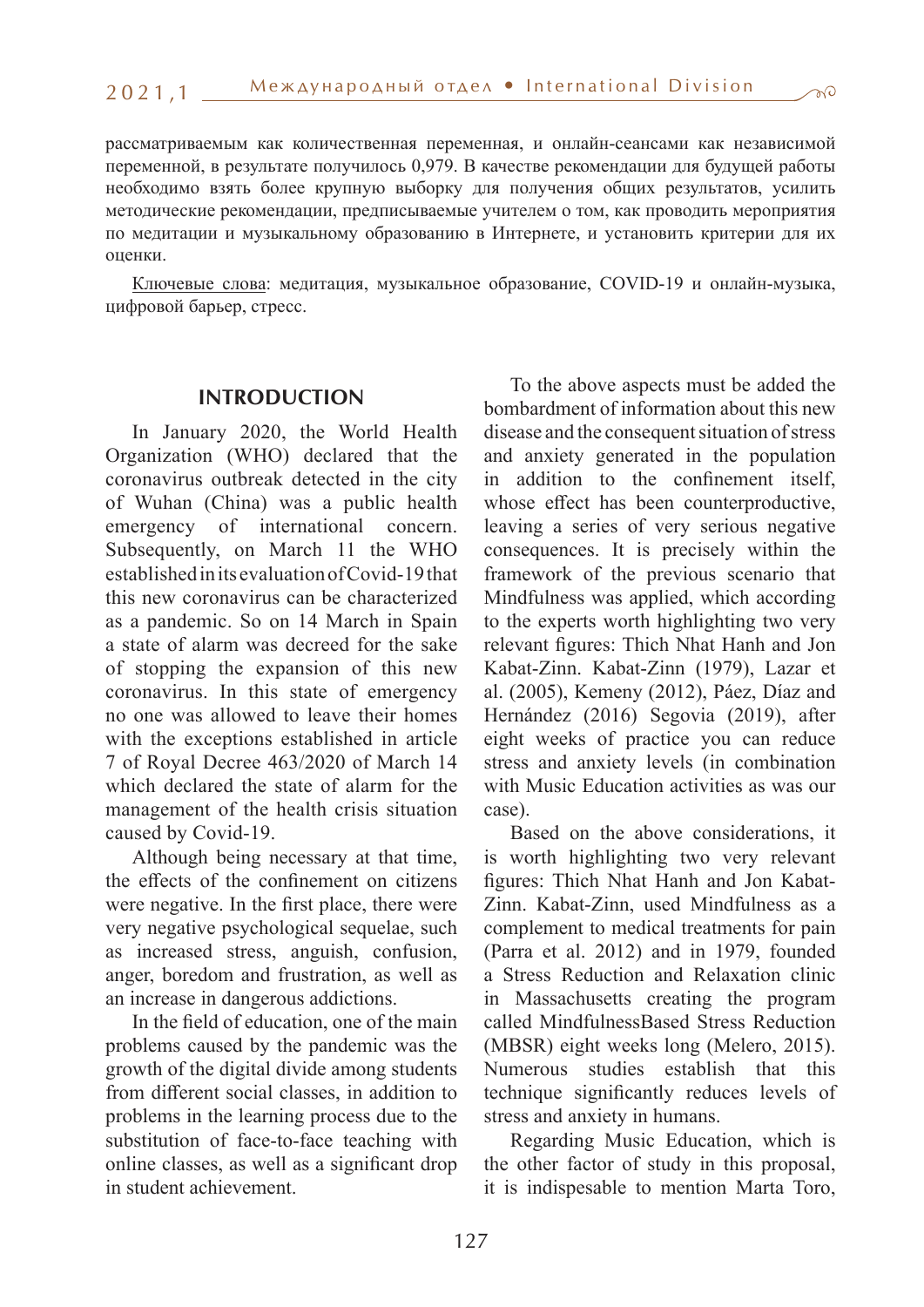рассматриваемым как количественная переменная, и онлайн-сеансами как независимой переменной, в результате получилось 0,979. В качестве рекомендации для будущей работы необходимо взять более крупную выборку для получения общих результатов, усилить методические рекомендации, предписываемые учителем о том, как проводить мероприятия по медитации и музыкальному образованию в Интернете, и установить критерии для их оценки.

Ключевые слова: медитация, музыкальное образование, COVID-19 и онлайн-музыка, цифровой барьер, стресс.

## INTRODUCTION

In January 2020, the World Health Organization (WHO) declared that the coronavirus outbreak detected in the city of Wuhan (China) was a public health emergency of international concern. Subsequently, on March 11 the WHO established in its evaluation of Covid-19 that this new coronavirus can be characterized as a pandemic. So on 14 March in Spain a state of alarm was decreed for the sake of stopping the expansion of this new coronavirus. In this state of emergency no one was allowed to leave their homes with the exceptions established in article 7 of Royal Decree 463/2020 of March 14 which declared the state of alarm for the management of the health crisis situation caused by Covid-19.

Although being necessary at that time, the effects of the confinement on citizens were negative. In the first place, there were very negative psychological sequelae, such as increased stress, anguish, confusion, anger, boredom and frustration, as well as an increase in dangerous addictions.

In the field of education, one of the main problems caused by the pandemic was the growth of the digital divide among students from different social classes, in addition to problems in the learning process due to the substitution of face-to-face teaching with online classes, as well as a significant drop in student achievement.

To the above aspects must be added the bombardment of information about this new disease and the consequent situation of stress and anxiety generated in the population in addition to the confinement itself, whose effect has been counterproductive, leaving a series of very serious negative consequences. It is precisely within the framework of the previous scenario that Mindfulness was applied, which according to the experts worth highlighting two very relevant figures: Thich Nhat Hanh and Jon Kabat-Zinn. Kabat-Zinn (1979), Lazar et al. (2005), Kemeny (2012), Páez, Díaz and Hernández (2016) Segovia (2019), after eight weeks of practice you can reduce stress and anxiety levels (in combination with Music Education activities as was our case).

Based on the above considerations, it is worth highlighting two very relevant figures: Thich Nhat Hanh and Jon Kabat-Zinn. Kabat-Zinn, used Mindfulness as a complement to medical treatments for pain (Parra et al. 2012) and in 1979, founded a Stress Reduction and Relaxation clinic in Massachusetts creating the program called MindfulnessBased Stress Reduction (MBSR) eight weeks long (Melero, 2015). Numerous studies establish that this technique significantly reduces levels of stress and anxiety in humans.

Regarding Music Education, which is the other factor of study in this proposal, it is indispesable to mention Marta Toro,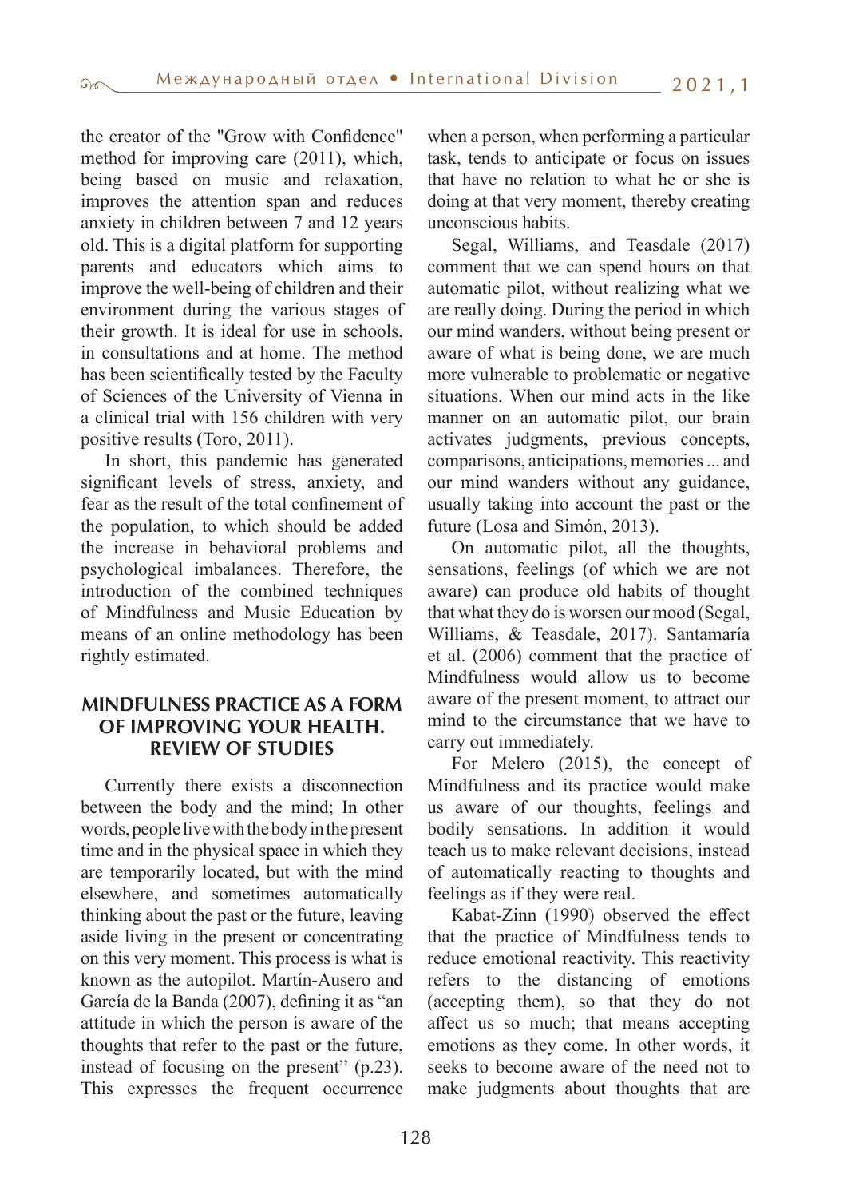the creator of the "Grow with Confidence" method for improving care (2011), which, being based on music and relaxation, improves the attention span and reduces anxiety in children between 7 and 12 years old. This is a digital platform for supporting parents and educators which aims to improve the well-being of children and their environment during the various stages of their growth. It is ideal for use in schools, in consultations and at home. The method has been scientifically tested by the Faculty of Sciences of the University of Vienna in a clinical trial with 156 children with very positive results (Toro, 2011).

In short, this pandemic has generated significant levels of stress, anxiety, and fear as the result of the total confinement of the population, to which should be added the increase in behavioral problems and psychological imbalances. Therefore, the introduction of the combined techniques of Mindfulness and Music Education by means of an online methodology has been rightly estimated.

## MINDFULNESS PRACTICE AS A FORM OF IMPROVING YOUR HEALTH. REVIEW OF STUDIES

Currently there exists a disconnection between the body and the mind; In other words, people live with the body in the present time and in the physical space in which they are temporarily located, but with the mind elsewhere, and sometimes automatically thinking about the past or the future, leaving aside living in the present or concentrating on this very moment. This process is what is known as the autopilot. Martín-Ausero and García de la Banda (2007), defining it as "an attitude in which the person is aware of the thoughts that refer to the past or the future, instead of focusing on the present" (p.23). This expresses the frequent occurrence when a person, when performing a particular task, tends to anticipate or focus on issues that have no relation to what he or she is doing at that very moment, thereby creating unconscious habits.

Segal, Williams, and Teasdale (2017) comment that we can spend hours on that automatic pilot, without realizing what we are really doing. During the period in which our mind wanders, without being present or aware of what is being done, we are much more vulnerable to problematic or negative situations. When our mind acts in the like manner on an automatic pilot, our brain activates judgments, previous concepts, comparisons, anticipations, memories ... and our mind wanders without any guidance, usually taking into account the past or the future (Losa and Simón, 2013).

On automatic pilot, all the thoughts, sensations, feelings (of which we are not aware) can produce old habits of thought that what they do is worsen our mood (Segal, Williams, & Teasdale, 2017). Santamaría et al. (2006) comment that the practice of Mindfulness would allow us to become aware of the present moment, to attract our mind to the circumstance that we have to carry out immediately.

For Melero (2015), the concept of Mindfulness and its practice would make us aware of our thoughts, feelings and bodily sensations. In addition it would teach us to make relevant decisions, instead of automatically reacting to thoughts and feelings as if they were real.

Kabat-Zinn (1990) observed the effect that the practice of Mindfulness tends to reduce emotional reactivity. This reactivity refers to the distancing of emotions (accepting them), so that they do not affect us so much; that means accepting emotions as they come. In other words, it seeks to become aware of the need not to make judgments about thoughts that are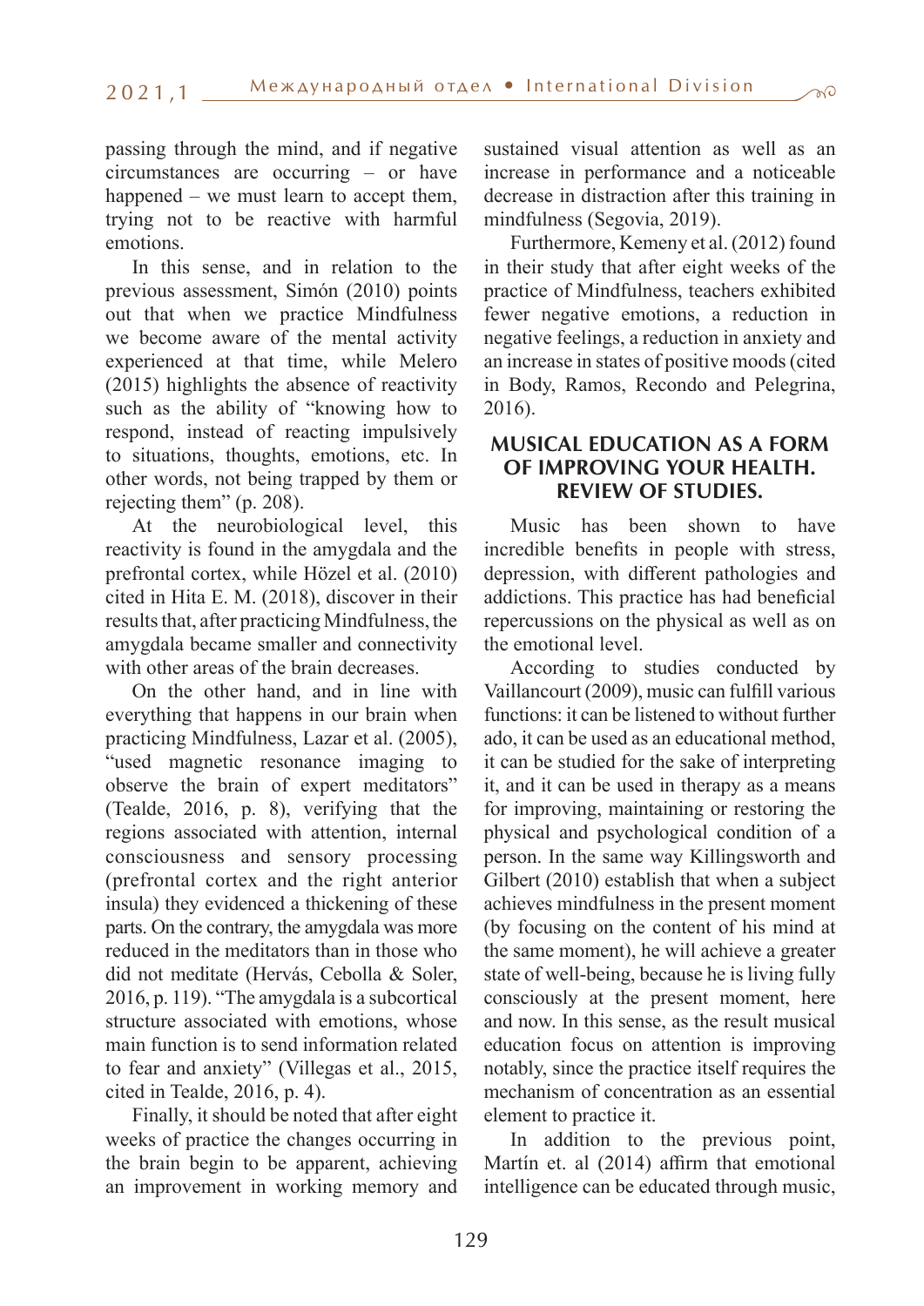passing through the mind, and if negative circumstances are occurring – or have happened – we must learn to accept them, trying not to be reactive with harmful emotions.

In this sense, and in relation to the previous assessment, Simón (2010) points out that when we practice Mindfulness we become aware of the mental activity experienced at that time, while Melero (2015) highlights the absence of reactivity such as the ability of "knowing how to respond, instead of reacting impulsively to situations, thoughts, emotions, etc. In other words, not being trapped by them or rejecting them" (p. 208).

At the neurobiological level, this reactivity is found in the amygdala and the prefrontal cortex, while Högel et al. (2010) cited in Hita E. M. (2018), discover in their results that, after practicing Mindfulness, the amygdala became smaller and connectivity with other areas of the brain decreases.

On the other hand, and in line with everything that happens in our brain when practicing Mindfulness, Lazar et al. (2005), "used magnetic resonance imaging to observe the brain of expert meditators" (Tealde, 2016, p. 8), verifying that the regions associated with attention, internal consciousness and sensory processing (prefrontal cortex and the right anterior insula) they evidenced a thickening of these parts. On the contrary, the amygdala was more reduced in the meditators than in those who did not meditate (Hervás, Cebolla & Soler, 2016, p. 119). "The amygdala is a subcortical structure associated with emotions, whose main function is to send information related to fear and anxiety" (Villegas et al., 2015, cited in Tealde, 2016, p. 4).

Finally, it should be noted that after eight weeks of practice the changes occurring in the brain begin to be apparent, achieving an improvement in working memory and sustained visual attention as well as an increase in performance and a noticeable decrease in distraction after this training in mindfulness (Segovia, 2019).

Furthermore, Kemeny et al. (2012) found in their study that after eight weeks of the practice of Mindfulness, teachers exhibited fewer negative emotions, a reduction in negative feelings, a reduction in anxiety and an increase in states of positive moods (cited in Body, Ramos, Recondo and Pelegrina, 2016).

## MUSICAL EDUCATION AS A FORM OF IMPROVING YOUR HEALTH. REVIEW OF STUDIES.

Music has been shown to have incredible benefits in people with stress, depression, with different pathologies and addictions. This practice has had beneficial repercussions on the physical as well as on the emotional level.

According to studies conducted by Vaillancourt (2009), music can fulfill various functions: it can be listened to without further ado, it can be used as an educational method, it can be studied for the sake of interpreting it, and it can be used in therapy as a means for improving, maintaining or restoring the physical and psychological condition of a person. In the same way Killingsworth and Gilbert (2010) establish that when a subject achieves mindfulness in the present moment (by focusing on the content of his mind at the same moment), he will achieve a greater state of well-being, because he is living fully consciously at the present moment, here and now. In this sense, as the result musical education focus on attention is improving notably, since the practice itself requires the mechanism of concentration as an essential element to practice it.

In addition to the previous point, Martín et. al (2014) affirm that emotional intelligence can be educated through music,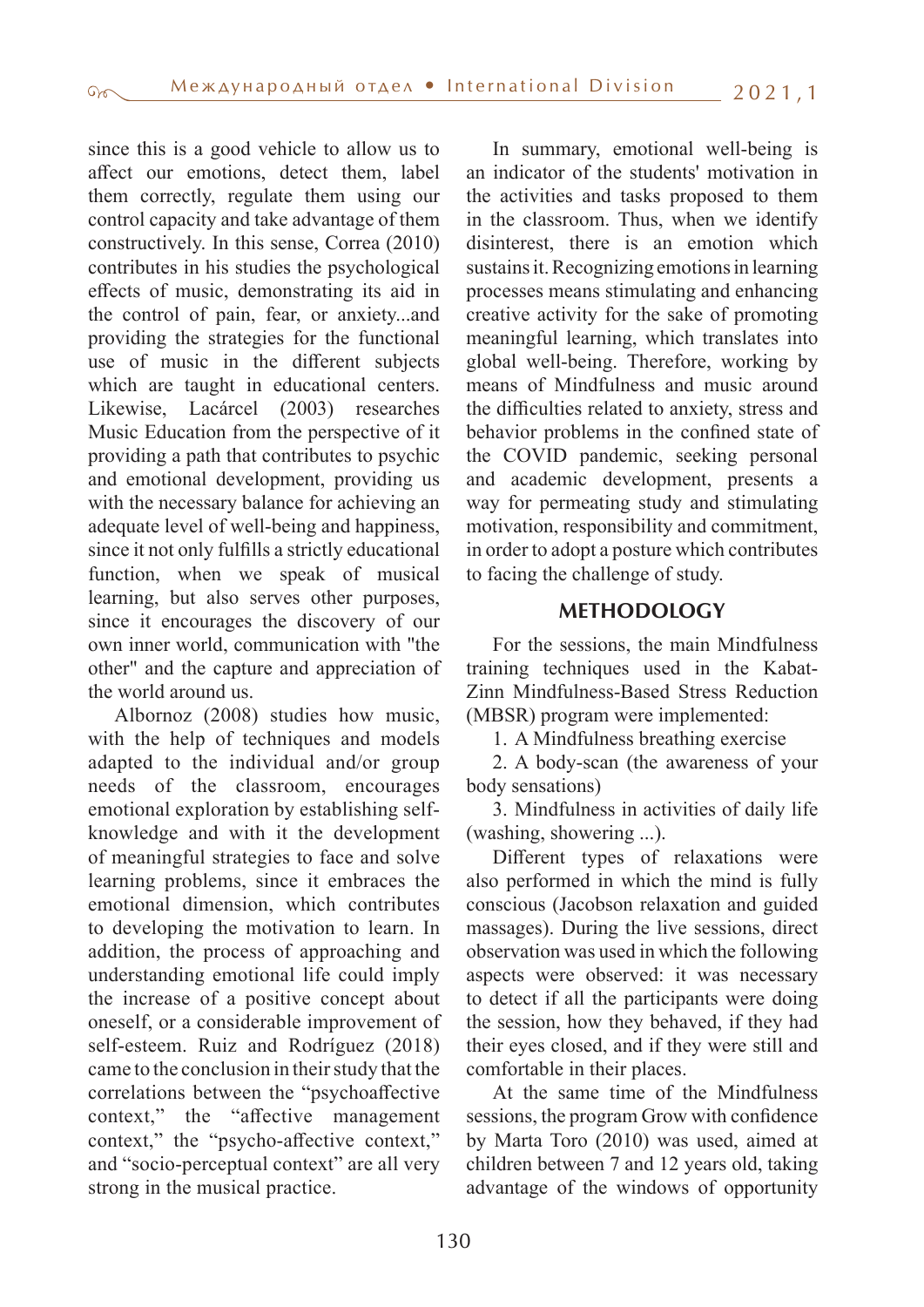since this is a good vehicle to allow us to affect our emotions, detect them, label them correctly, regulate them using our control capacity and take advantage of them constructively. In this sense, Correa (2010) contributes in his studies the psychological effects of music, demonstrating its aid in the control of pain, fear, or anxiety...and providing the strategies for the functional use of music in the different subjects which are taught in educational centers. Likewise, Lacárcel (2003) researches Music Education from the perspective of it providing a path that contributes to psychic and emotional development, providing us with the necessary balance for achieving an adequate level of well-being and happiness, since it not only fulfills a strictly educational function, when we speak of musical learning, but also serves other purposes, since it encourages the discovery of our own inner world, communication with "the other" and the capture and appreciation of the world around us.

Albornoz (2008) studies how music, with the help of techniques and models adapted to the individual and/or group needs of the classroom, encourages emotional exploration by establishing self-knowledge and with it the development of meaningful strategies to face and solve learning problems, since it embraces the emotional dimension, which contributes to developing the motivation to learn. In addition, the process of approaching and understanding emotional life could imply the increase of a positive concept about oneself, or a considerable improvement of self-esteem. Ruiz and Rodríguez (2018) came to the conclusion in their study that the correlations between the "psychoaffective context," the "affective management context," the "psycho-affective context," and "socio-perceptual context" are all very strong in the musical practice.

In summary, emotional well-being is an indicator of the students' motivation in the activities and tasks proposed to them in the classroom. Thus, when we identify disinterest, there is an emotion which sustains it. Recognizing emotions in learning processes means stimulating and enhancing creative activity for the sake of promoting meaningful learning, which translates into global well-being. Therefore, working by means of Mindfulness and music around the difficulties related to anxiety, stress and behavior problems in the confined state of the COVID pandemic, seeking personal and academic development, presents a way for permeating study and stimulating motivation, responsibility and commitment, in order to adopt a posture which contributes to facing the challenge of study.

## METHODOLOGY

For the sessions, the main Mindfulness training techniques used in the Kabat-Zinn Mindfulness-Based Stress Reduction (MBSR) program were implemented:

1. A Mindfulness breathing exercise
2. A body-scan (the awareness of your body sensations)
3. Mindfulness in activities of daily life (washing, showering ...).

Different types of relaxations were also performed in which the mind is fully conscious (Jacobson relaxation and guided massages). During the live sessions, direct observation was used in which the following aspects were observed: it was necessary to detect if all the participants were doing the session, how they behaved, if they had their eyes closed, and if they were still and comfortable in their places.

At the same time of the Mindfulness sessions, the program Grow with confidence by Marta Toro (2010) was used, aimed at children between 7 and 12 years old, taking advantage of the windows of opportunity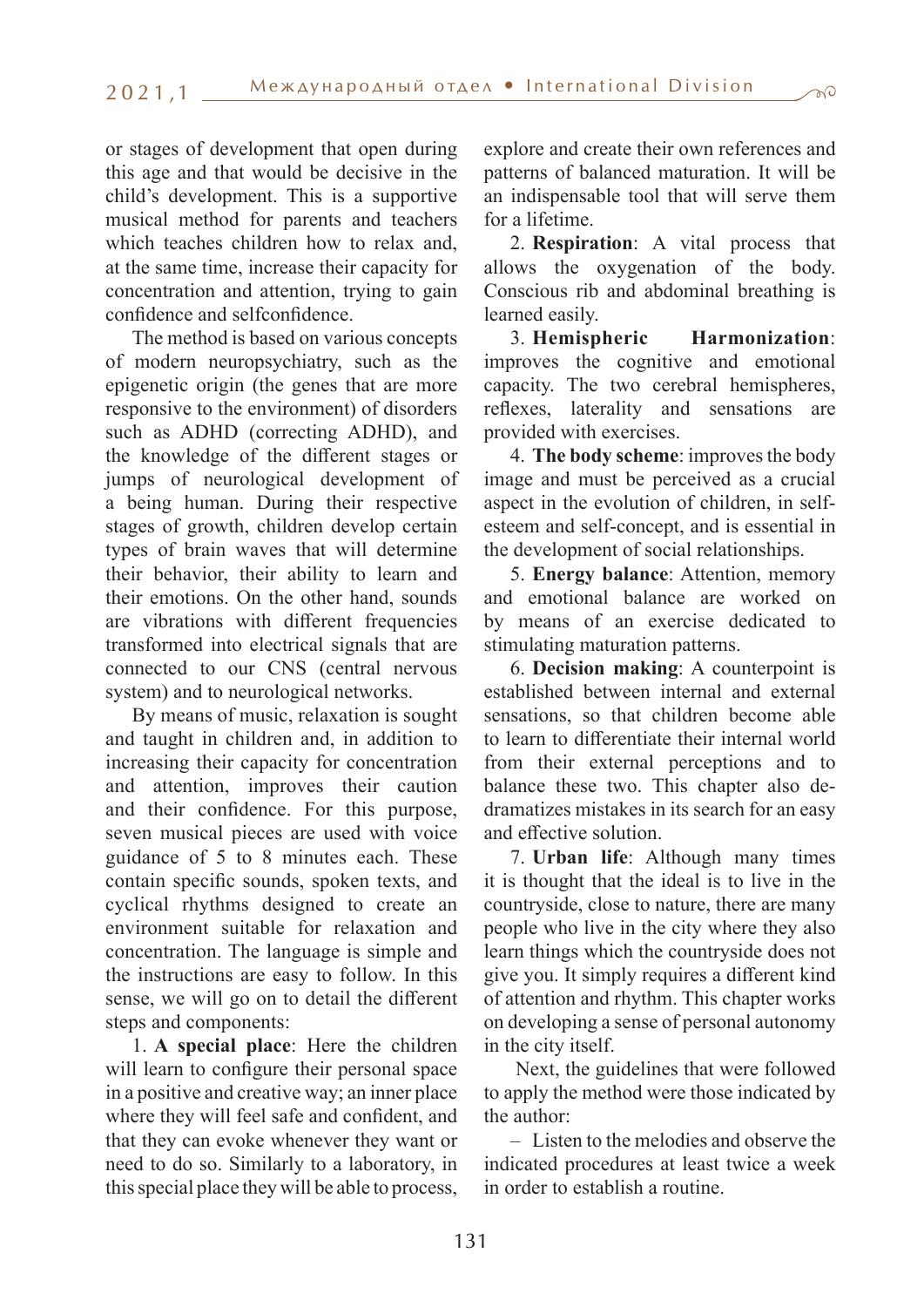or stages of development that open during this age and that would be decisive in the child's development. This is a supportive musical method for parents and teachers which teaches children how to relax and, at the same time, increase their capacity for concentration and attention, trying to gain confidence and selfconfidence.

The method is based on various concepts of modern neuropsychiatry, such as the epigenetic origin (the genes that are more responsive to the environment) of disorders such as ADHD (correcting ADHD), and the knowledge of the different stages or jumps of neurological development of a being human. During their respective stages of growth, children develop certain types of brain waves that will determine their behavior, their ability to learn and their emotions. On the other hand, sounds are vibrations with different frequencies transformed into electrical signals that are connected to our CNS (central nervous system) and to neurological networks.

By means of music, relaxation is sought and taught in children and, in addition to increasing their capacity for concentration and attention, improves their caution and their confidence. For this purpose, seven musical pieces are used with voice guidance of 5 to 8 minutes each. These contain specific sounds, spoken texts, and cyclical rhythms designed to create an environment suitable for relaxation and concentration. The language is simple and the instructions are easy to follow. In this sense, we will go on to detail the different steps and components:

1. **A special place**: Here the children will learn to configure their personal space in a positive and creative way; an inner place where they will feel safe and confident, and that they can evoke whenever they want or need to do so. Similarly to a laboratory, in this special place they will be able to process, explore and create their own references and patterns of balanced maturation. It will be an indispensable tool that will serve them for a lifetime.

2. **Respiration**: A vital process that allows the oxygenation of the body. Conscious rib and abdominal breathing is learned easily.

3. **Hemispheric Harmonization**: improves the cognitive and emotional capacity. The two cerebral hemispheres, reflexes, laterality and sensations are provided with exercises.

4. **The body scheme**: improves the body image and must be perceived as a crucial aspect in the evolution of children, in self-esteem and self-concept, and is essential in the development of social relationships.

5. **Energy balance**: Attention, memory and emotional balance are worked on by means of an exercise dedicated to stimulating maturation patterns.

6. **Decision making**: A counterpoint is established between internal and external sensations, so that children become able to learn to differentiate their internal world from their external perceptions and to balance these two. This chapter also de-dramatizes mistakes in its search for an easy and effective solution.

7. **Urban life**: Although many times it is thought that the ideal is to live in the countryside, close to nature, there are many people who live in the city where they also learn things which the countryside does not give you. It simply requires a different kind of attention and rhythm. This chapter works on developing a sense of personal autonomy in the city itself.

Next, the guidelines that were followed to apply the method were those indicated by the author:

– Listen to the melodies and observe the indicated procedures at least twice a week in order to establish a routine.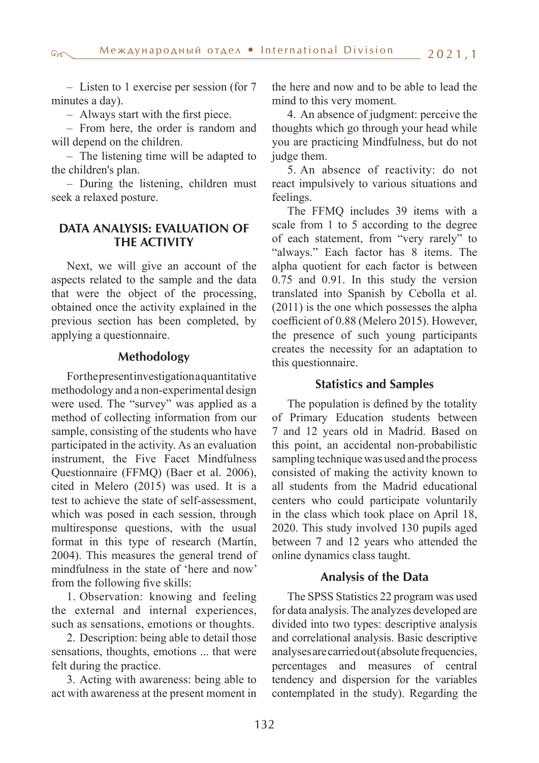– Listen to 1 exercise per session (for 7 minutes a day).

– Always start with the first piece.

– From here, the order is random and will depend on the children.

– The listening time will be adapted to the children's plan.

– During the listening, children must seek a relaxed posture.

## DATA ANALYSIS: EVALUATION OF THE ACTIVITY

Next, we will give an account of the aspects related to the sample and the data that were the object of the processing, obtained once the activity explained in the previous section has been completed, by applying a questionnaire.

### Methodology

For the present investigation a quantitative methodology and a non-experimental design were used. The "survey" was applied as a method of collecting information from our sample, consisting of the students who have participated in the activity. As an evaluation instrument, the Five Facet Mindfulness Questionnaire (FFMQ) (Baer et al. 2006), cited in Melero (2015) was used. It is a test to achieve the state of self-assessment, which was posed in each session, through multiresponse questions, with the usual format in this type of research (Martín, 2004). This measures the general trend of mindfulness in the state of 'here and now' from the following five skills:

1. Observation: knowing and feeling the external and internal experiences, such as sensations, emotions or thoughts.
2. Description: being able to detail those sensations, thoughts, emotions ... that were felt during the practice.
3. Acting with awareness: being able to act with awareness at the present moment in the here and now and to be able to lead the mind to this very moment.
4. An absence of judgment: perceive the thoughts which go through your head while you are practicing Mindfulness, but do not judge them.
5. An absence of reactivity: do not react impulsively to various situations and feelings.

The FFMQ includes 39 items with a scale from 1 to 5 according to the degree of each statement, from "very rarely" to "always." Each factor has 8 items. The alpha quotient for each factor is between 0.75 and 0.91. In this study the version translated into Spanish by Cebolla et al. (2011) is the one which possesses the alpha coefficient of 0.88 (Melero 2015). However, the presence of such young participants creates the necessity for an adaptation to this questionnaire.

### Statistics and Samples

The population is defined by the totality of Primary Education students between 7 and 12 years old in Madrid. Based on this point, an accidental non-probabilistic sampling technique was used and the process consisted of making the activity known to all students from the Madrid educational centers who could participate voluntarily in the class which took place on April 18, 2020. This study involved 130 pupils aged between 7 and 12 years who attended the online dynamics class taught.

### Analysis of the Data

The SPSS Statistics 22 program was used for data analysis. The analyzes developed are divided into two types: descriptive analysis and correlational analysis. Basic descriptive analyses are carried out (absolute frequencies, percentages and measures of central tendency and dispersion for the variables contemplated in the study). Regarding the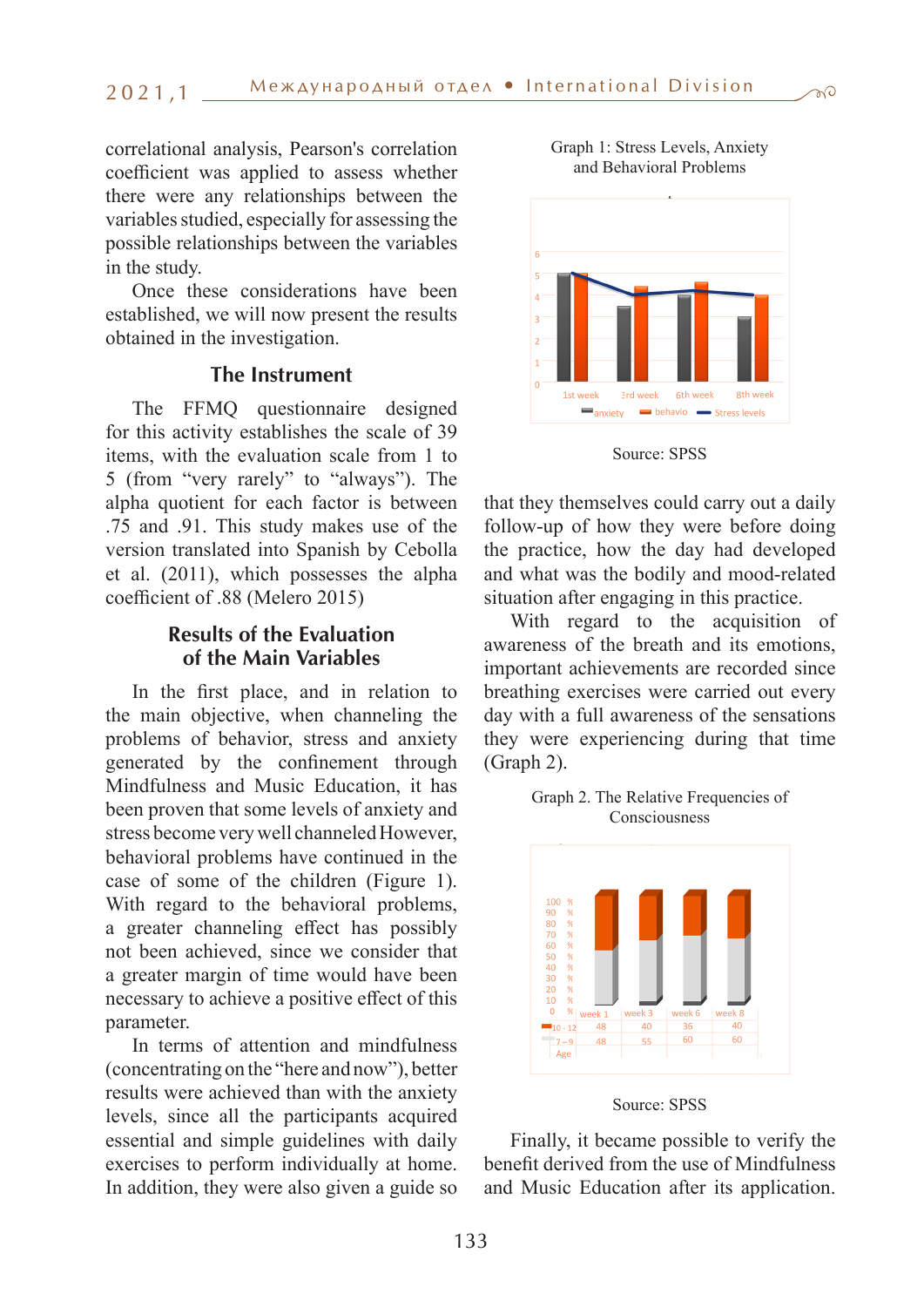correlational analysis, Pearson's correlation coefficient was applied to assess whether there were any relationships between the variables studied, especially for assessing the possible relationships between the variables in the study.

Once these considerations have been established, we will now present the results obtained in the investigation.

## The Instrument

The FFMQ questionnaire designed for this activity establishes the scale of 39 items, with the evaluation scale from 1 to 5 (from "very rarely" to "always"). The alpha quotient for each factor is between .75 and .91. This study makes use of the version translated into Spanish by Cebolla et al. (2011), which possesses the alpha coefficient of .88 (Melero 2015)

## Results of the Evaluation of the Main Variables

In the first place, and in relation to the main objective, when channeling the problems of behavior, stress and anxiety generated by the confinement through Mindfulness and Music Education, it has been proven that some levels of anxiety and stress become very well channeled However, behavioral problems have continued in the case of some of the children (Figure 1). With regard to the behavioral problems, a greater channeling effect has possibly not been achieved, since we consider that a greater margin of time would have been necessary to achieve a positive effect of this parameter.

In terms of attention and mindfulness (concentrating on the "here and now"), better results were achieved than with the anxiety levels, since all the participants acquired essential and simple guidelines with daily exercises to perform individually at home. In addition, they were also given a guide so

Graph 1: Stress Levels, Anxiety and Behavioral Problems

Source: SPSS

that they themselves could carry out a daily follow-up of how they were before doing the practice, how the day had developed and what was the bodily and mood-related situation after engaging in this practice.

With regard to the acquisition of awareness of the breath and its emotions, important achievements are recorded since breathing exercises were carried out every day with a full awareness of the sensations they were experiencing during that time (Graph 2).

Graph 2. The Relative Frequencies of Consciousness

| Age | week 1 | week 3 | week 6 | week 8 |
|---|---|---|---|---|
| 10 - 12 | 48 | 40 | 36 | 40 |
| 7 - 9 | 48 | 55 | 60 | 60 |

Source: SPSS

Finally, it became possible to verify the benefit derived from the use of Mindfulness and Music Education after its application.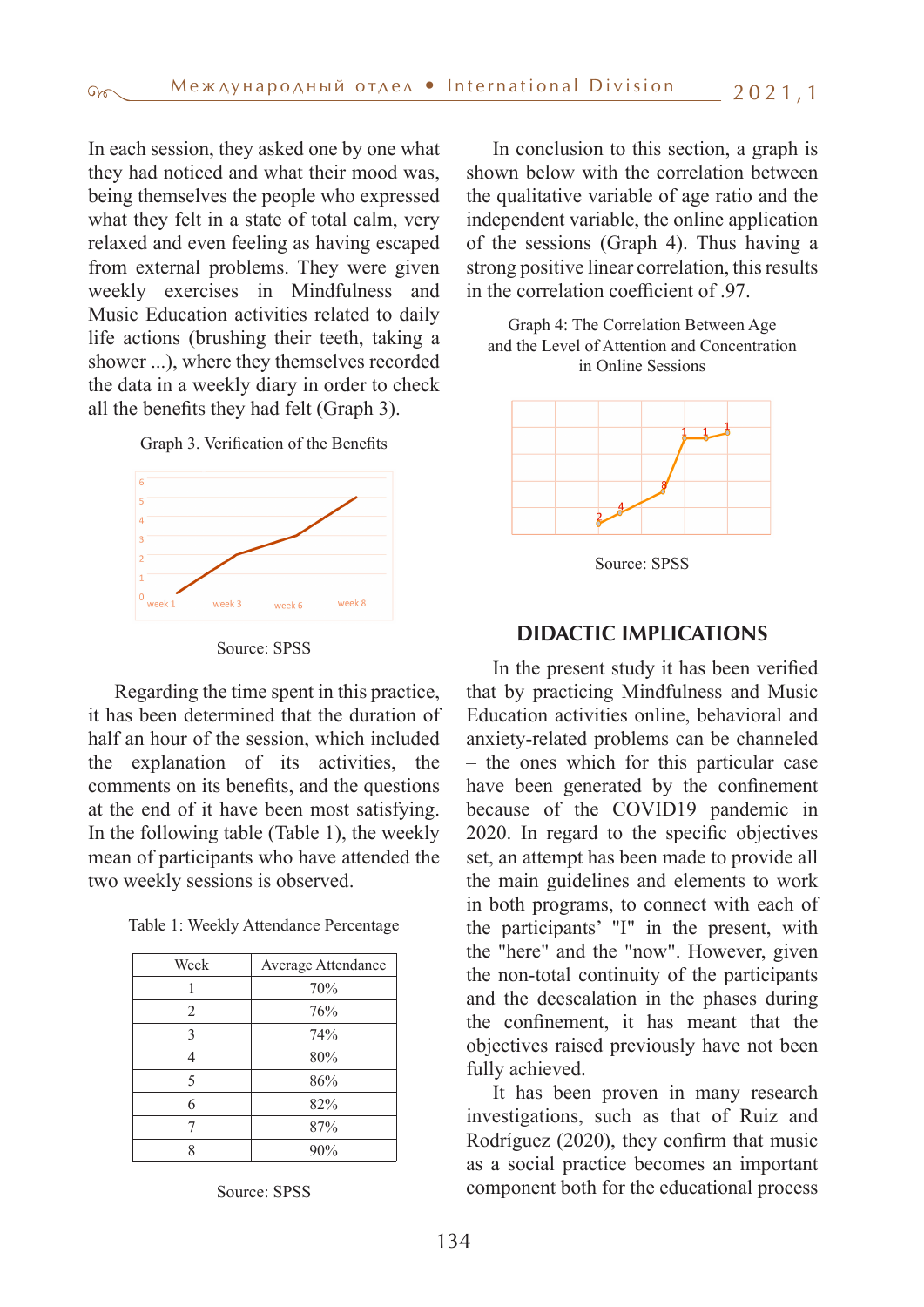In each session, they asked one by one what they had noticed and what their mood was, being themselves the people who expressed what they felt in a state of total calm, very relaxed and even feeling as having escaped from external problems. They were given weekly exercises in Mindfulness and Music Education activities related to daily life actions (brushing their teeth, taking a shower ...), where they themselves recorded the data in a weekly diary in order to check all the benefits they had felt (Graph 3).

Graph 3. Verification of the Benefits

Source: SPSS

Regarding the time spent in this practice, it has been determined that the duration of half an hour of the session, which included the explanation of its activities, the comments on its benefits, and the questions at the end of it have been most satisfying. In the following table (Table 1), the weekly mean of participants who have attended the two weekly sessions is observed.

Table 1: Weekly Attendance Percentage

| Week | Average Attendance |
|---|---|
| 1 | 70% |
| 2 | 76% |
| 3 | 74% |
| 4 | 80% |
| 5 | 86% |
| 6 | 82% |
| 7 | 87% |
| 8 | 90% |

Source: SPSS

In conclusion to this section, a graph is shown below with the correlation between the qualitative variable of age ratio and the independent variable, the online application of the sessions (Graph 4). Thus having a strong positive linear correlation, this results in the correlation coefficient of .97.

Graph 4: The Correlation Between Age and the Level of Attention and Concentration in Online Sessions

Source: SPSS

## DIDACTIC IMPLICATIONS

In the present study it has been verified that by practicing Mindfulness and Music Education activities online, behavioral and anxiety-related problems can be channeled – the ones which for this particular case have been generated by the confinement because of the COVID19 pandemic in 2020. In regard to the specific objectives set, an attempt has been made to provide all the main guidelines and elements to work in both programs, to connect with each of the participants' "I" in the present, with the "here" and the "now". However, given the non-total continuity of the participants and the deescalation in the phases during the confinement, it has meant that the objectives raised previously have not been fully achieved.

It has been proven in many research investigations, such as that of Ruiz and Rodríguez (2020), they confirm that music as a social practice becomes an important component both for the educational process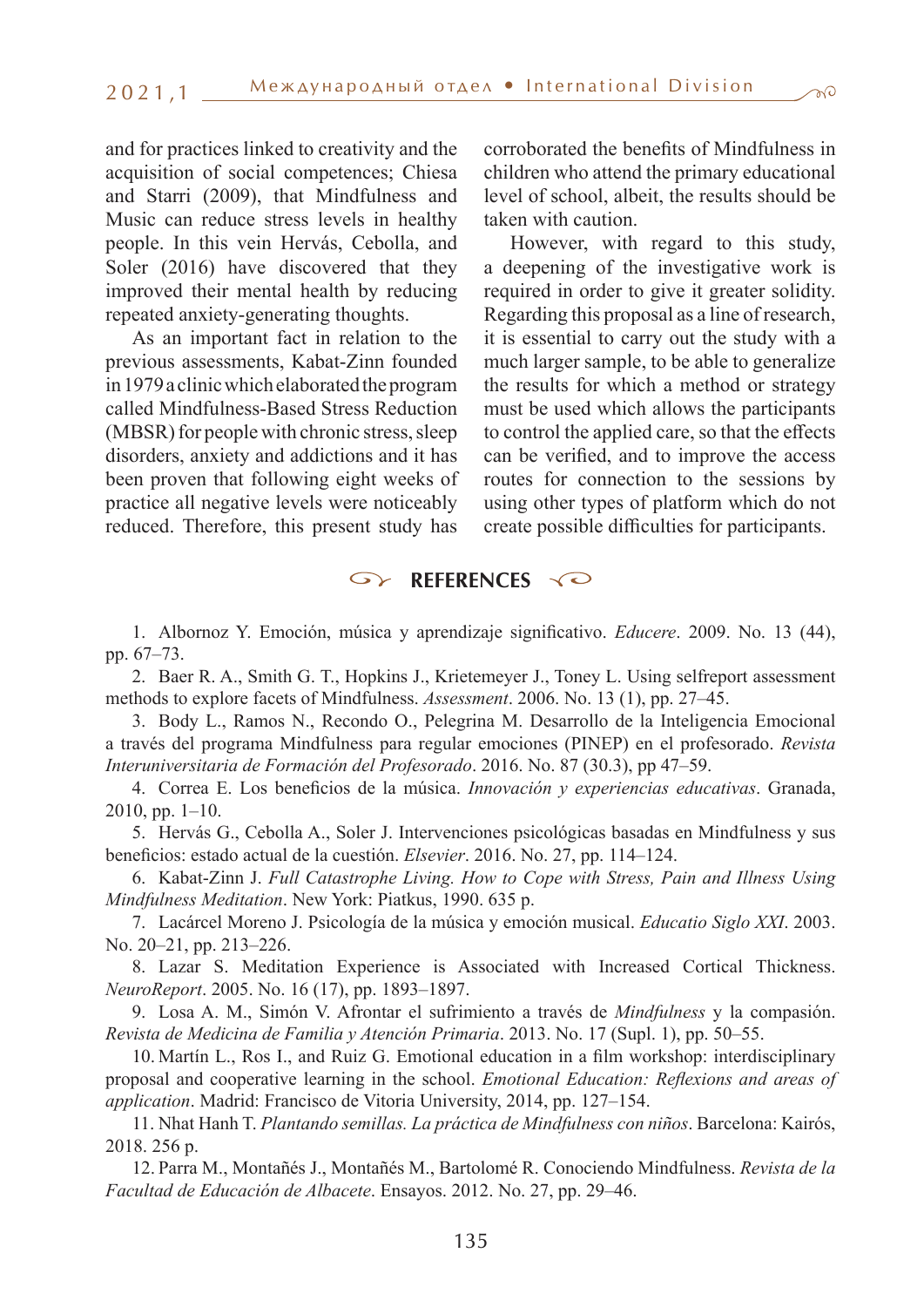and for practices linked to creativity and the acquisition of social competences; Chiesa and Starri (2009), that Mindfulness and Music can reduce stress levels in healthy people. In this vein Hervás, Cebolla, and Soler (2016) have discovered that they improved their mental health by reducing repeated anxiety-generating thoughts.

As an important fact in relation to the previous assessments, Kabat-Zinn founded in 1979 a clinic which elaborated the program called Mindfulness-Based Stress Reduction (MBSR) for people with chronic stress, sleep disorders, anxiety and addictions and it has been proven that following eight weeks of practice all negative levels were noticeably reduced. Therefore, this present study has corroborated the benefits of Mindfulness in children who attend the primary educational level of school, albeit, the results should be taken with caution.

However, with regard to this study, a deepening of the investigative work is required in order to give it greater solidity. Regarding this proposal as a line of research, it is essential to carry out the study with a much larger sample, to be able to generalize the results for which a method or strategy must be used which allows the participants to control the applied care, so that the effects can be verified, and to improve the access routes for connection to the sessions by using other types of platform which do not create possible difficulties for participants.

## REFERENCES

1. Albornoz Y. Emoción, música y aprendizaje significativo. *Educere*. 2009. No. 13 (44), pp. 67–73.

2. Baer R. A., Smith G. T., Hopkins J., Krietemeyer J., Toney L. Using selfreport assessment methods to explore facets of Mindfulness. *Assessment*. 2006. No. 13 (1), pp. 27–45.

3. Body L., Ramos N., Recondo O., Pelegrina M. Desarrollo de la Inteligencia Emocional a través del programa Mindfulness para regular emociones (PINEP) en el profesorado. *Revista Interuniversitaria de Formación del Profesorado*. 2016. No. 87 (30.3), pp 47–59.

4. Correa E. Los beneficios de la música. *Innovación y experiencias educativas*. Granada, 2010, pp. 1–10.

5. Hervás G., Cebolla A., Soler J. Intervenciones psicológicas basadas en Mindfulness y sus beneficios: estado actual de la cuestión. *Elsevier*. 2016. No. 27, pp. 114–124.

6. Kabat-Zinn J. *Full Catastrophe Living. How to Cope with Stress, Pain and Illness Using Mindfulness Meditation*. New York: Piatkus, 1990. 635 p.

7. Lacárcel Moreno J. Psicología de la música y emoción musical. *Educatio Siglo XXI*. 2003. No. 20–21, pp. 213–226.

8. Lazar S. Meditation Experience is Associated with Increased Cortical Thickness. *NeuroReport*. 2005. No. 16 (17), pp. 1893–1897.

9. Losa A. M., Simón V. Afrontar el sufrimiento a través de *Mindfulness* y la compasión. *Revista de Medicina de Familia y Atención Primaria*. 2013. No. 17 (Supl. 1), pp. 50–55.

10. Martín L., Ros I., and Ruiz G. Emotional education in a film workshop: interdisciplinary proposal and cooperative learning in the school. *Emotional Education: Reflexions and areas of application*. Madrid: Francisco de Vitoria University, 2014, pp. 127–154.

11. Nhat Hanh T. *Plantando semillas. La práctica de Mindfulness con niños*. Barcelona: Kairós, 2018. 256 p.

12. Parra M., Montañés J., Montañés M., Bartolomé R. Conociendo Mindfulness. *Revista de la Facultad de Educación de Albacete*. Ensayos. 2012. No. 27, pp. 29–46.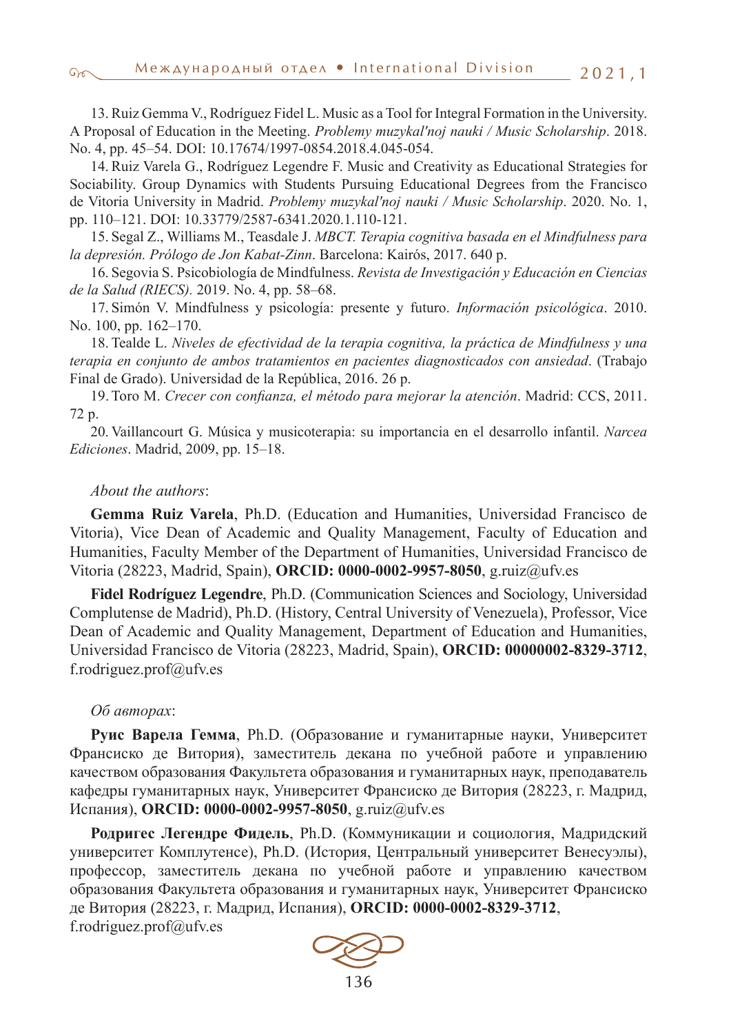13. Ruiz Gemma V., Rodríguez Fidel L. Music as a Tool for Integral Formation in the University. A Proposal of Education in the Meeting. *Problemy muzykal'noj nauki / Music Scholarship*. 2018. No. 4, pp. 45–54. DOI: 10.17674/1997-0854.2018.4.045-054.

14. Ruiz Varela G., Rodríguez Legendre F. Music and Creativity as Educational Strategies for Sociability. Group Dynamics with Students Pursuing Educational Degrees from the Francisco de Vitoria University in Madrid. *Problemy muzykal'noj nauki / Music Scholarship*. 2020. No. 1, pp. 110–121. DOI: 10.33779/2587-6341.2020.1.110-121.

15. Segal Z., Williams M., Teasdale J. *MBCT. Terapia cognitiva basada en el Mindfulness para la depresión. Prólogo de Jon Kabat-Zinn*. Barcelona: Kairós, 2017. 640 p.

16. Segovia S. Psicobiología de Mindfulness. *Revista de Investigación y Educación en Ciencias de la Salud (RIECS).* 2019. No. 4, pp. 58–68.

17. Simón V. Mindfulness y psicología: presente y futuro. *Información psicológica*. 2010. No. 100, pp. 162–170.

18. Tealde L. *Niveles de efectividad de la terapia cognitiva, la práctica de Mindfulness y una terapia en conjunto de ambos tratamientos en pacientes diagnosticados con ansiedad*. (Trabajo Final de Grado). Universidad de la República, 2016. 26 p.

19. Toro M. *Crecer con confianza, el método para mejorar la atención*. Madrid: CCS, 2011. 72 p.

20. Vaillancourt G. Música y musicoterapia: su importancia en el desarrollo infantil. *Narcea Ediciones*. Madrid, 2009, pp. 15–18.

*About the authors*:

**Gemma Ruiz Varela**, Ph.D. (Education and Humanities, Universidad Francisco de Vitoria), Vice Dean of Academic and Quality Management, Faculty of Education and Humanities, Faculty Member of the Department of Humanities, Universidad Francisco de Vitoria (28223, Madrid, Spain), **ORCID: 0000-0002-9957-8050**, g.ruiz@ufv.es

**Fidel Rodríguez Legendre**, Ph.D. (Communication Sciences and Sociology, Universidad Complutense de Madrid), Ph.D. (History, Central University of Venezuela), Professor, Vice Dean of Academic and Quality Management, Department of Education and Humanities, Universidad Francisco de Vitoria (28223, Madrid, Spain), **ORCID: 00000002-8329-3712**, f.rodriguez.prof@ufv.es

*Об авторах*:

**Руис Варела Гемма**, Ph.D. (Образование и гуманитарные науки, Университет Франсиско де Витория), заместитель декана по учебной работе и управлению качеством образования Факультета образования и гуманитарных наук, преподаватель кафедры гуманитарных наук, Университет Франсиско де Витория (28223, г. Мадрид, Испания), **ORCID: 0000-0002-9957-8050**, g.ruiz@ufv.es

**Родригес Легендре Фидель**, Ph.D. (Коммуникации и социология, Мадридский университет Комплутенсе), Ph.D. (История, Центральный университет Венесуэлы), профессор, заместитель декана по учебной работе и управлению качеством образования Факультета образования и гуманитарных наук, Университет Франсиско де Витория (28223, г. Мадрид, Испания), **ORCID: 0000-0002-8329-3712**, f.rodriguez.prof@ufv.es